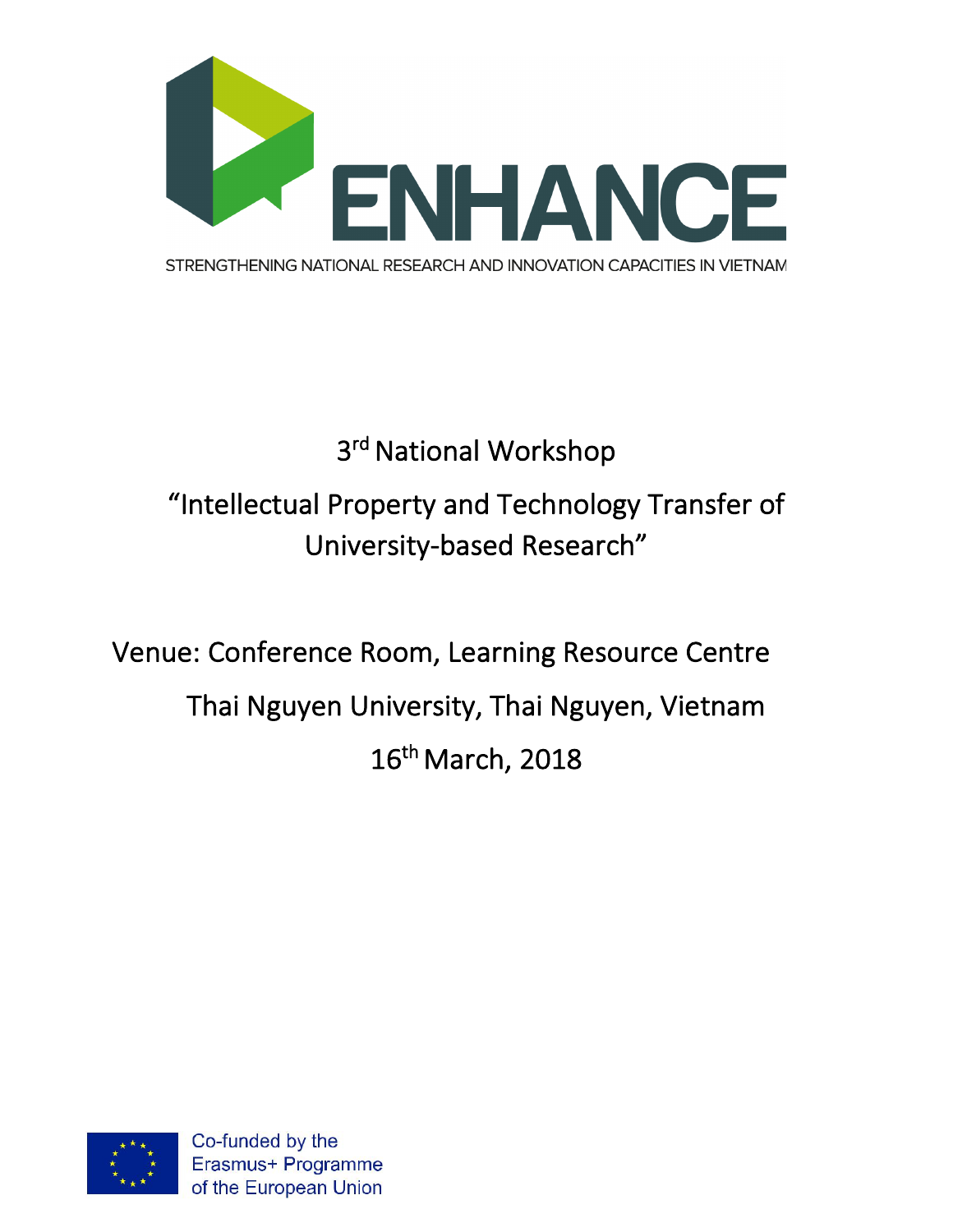# ENHANCE

STRENGTHENING NATIONAL RESEARCH AND INNOVATION CAPACITIES IN VIETNAM

## 3rd National Workshop

## "Intellectual Property and Technology Transfer of University-based Research"

Venue: Conference Room, Learning Resource Centre

Thai Nguyen University, Thai Nguyen, Vietnam

16th March, 2018

Co-funded by the Erasmus+ Programme of the European Union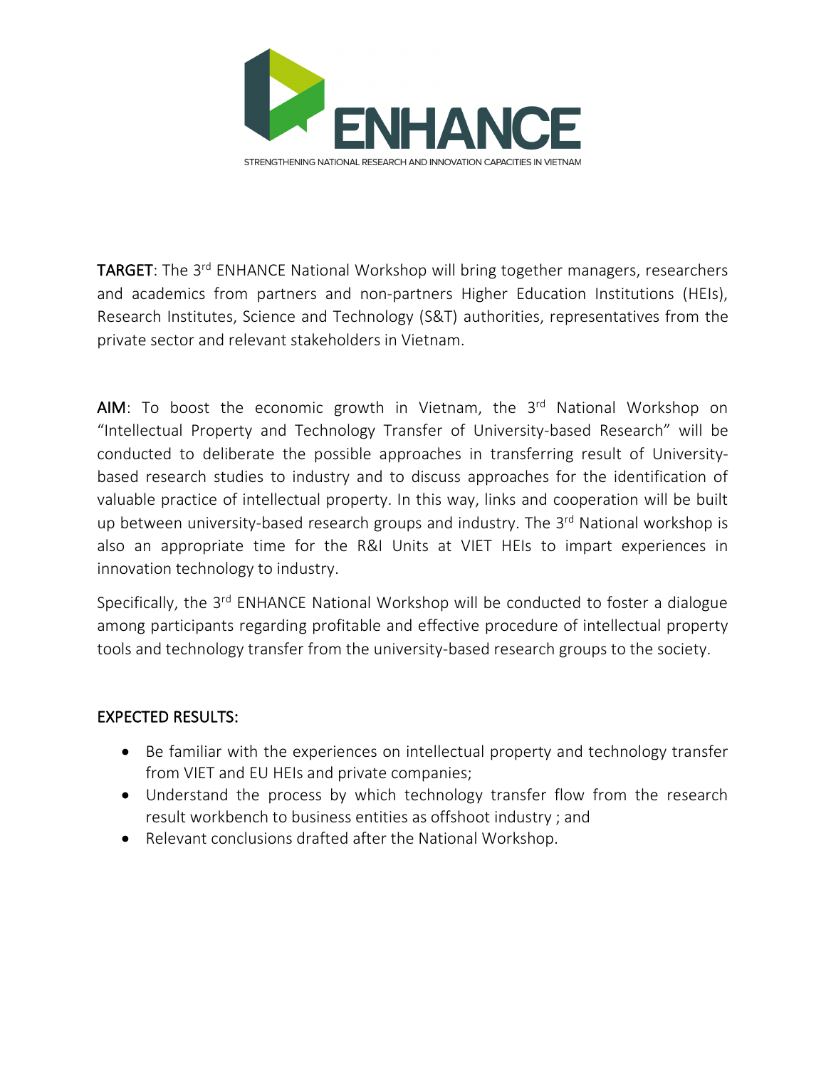ENHANCE

STRENGTHENING NATIONAL RESEARCH AND INNOVATION CAPACITIES IN VIETNAM

**TARGET**: The 3rd ENHANCE National Workshop will bring together managers, researchers and academics from partners and non-partners Higher Education Institutions (HEIs), Research Institutes, Science and Technology (S&T) authorities, representatives from the private sector and relevant stakeholders in Vietnam.

**AIM**: To boost the economic growth in Vietnam, the 3rd National Workshop on "Intellectual Property and Technology Transfer of University-based Research" will be conducted to deliberate the possible approaches in transferring result of University-based research studies to industry and to discuss approaches for the identification of valuable practice of intellectual property. In this way, links and cooperation will be built up between university-based research groups and industry. The 3rd National workshop is also an appropriate time for the R&I Units at VIET HEIs to impart experiences in innovation technology to industry.

Specifically, the 3rd ENHANCE National Workshop will be conducted to foster a dialogue among participants regarding profitable and effective procedure of intellectual property tools and technology transfer from the university-based research groups to the society.

**EXPECTED RESULTS:**

- Be familiar with the experiences on intellectual property and technology transfer from VIET and EU HEIs and private companies;
- Understand the process by which technology transfer flow from the research result workbench to business entities as offshoot industry ; and
- Relevant conclusions drafted after the National Workshop.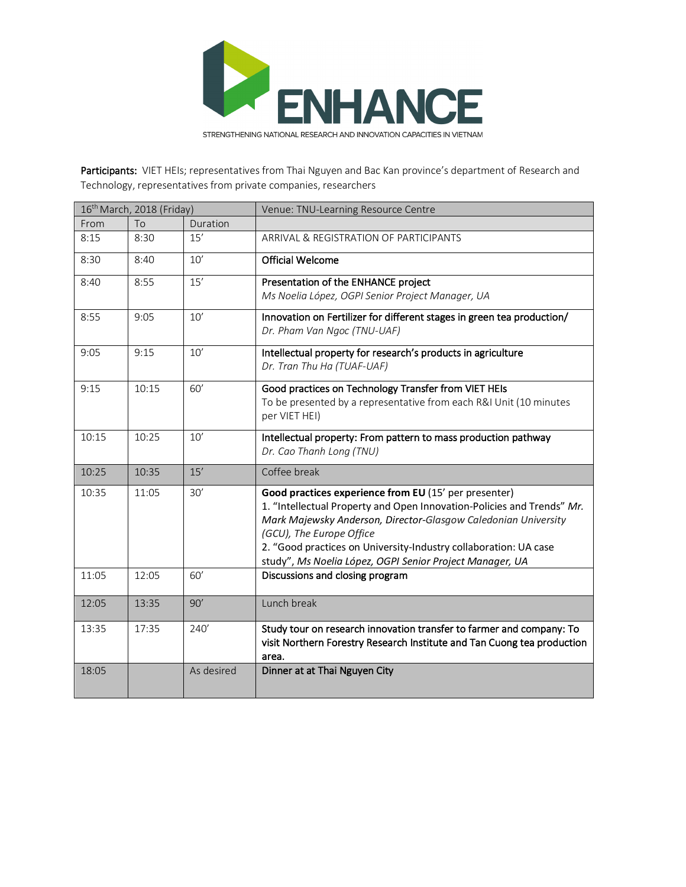ENHANCE

STRENGTHENING NATIONAL RESEARCH AND INNOVATION CAPACITIES IN VIETNAM

**Participants:** VIET HEIs; representatives from Thai Nguyen and Bac Kan province's department of Research and Technology, representatives from private companies, researchers

| 16th March, 2018 (Friday) | | | Venue: TNU-Learning Resource Centre |
|---|---|---|---|
| From | To | Duration | |
| 8:15 | 8:30 | 15' | ARRIVAL & REGISTRATION OF PARTICIPANTS |
| 8:30 | 8:40 | 10' | Official Welcome |
| 8:40 | 8:55 | 15' | Presentation of the ENHANCE project<br>*Ms Noelia López, OGPI Senior Project Manager, UA* |
| 8:55 | 9:05 | 10' | Innovation on Fertilizer for different stages in green tea production/<br>*Dr. Pham Van Ngoc (TNU-UAF)* |
| 9:05 | 9:15 | 10' | Intellectual property for research's products in agriculture<br>*Dr. Tran Thu Ha (TUAF-UAF)* |
| 9:15 | 10:15 | 60' | Good practices on Technology Transfer from VIET HEIs<br>To be presented by a representative from each R&I Unit (10 minutes per VIET HEI) |
| 10:15 | 10:25 | 10' | Intellectual property: From pattern to mass production pathway<br>*Dr. Cao Thanh Long (TNU)* |
| 10:25 | 10:35 | 15' | Coffee break |
| 10:35 | 11:05 | 30' | **Good practices experience from EU** (15' per presenter)<br>1. "Intellectual Property and Open Innovation-Policies and Trends" *Mr. Mark Majewsky Anderson, Director-Glasgow Caledonian University (GCU), The Europe Office*<br>2. "Good practices on University-Industry collaboration: UA case study", *Ms Noelia López, OGPI Senior Project Manager, UA* |
| 11:05 | 12:05 | 60' | Discussions and closing program |
| 12:05 | 13:35 | 90' | Lunch break |
| 13:35 | 17:35 | 240' | Study tour on research innovation transfer to farmer and company: To visit Northern Forestry Research Institute and Tan Cuong tea production area. |
| 18:05 | | As desired | Dinner at at Thai Nguyen City |